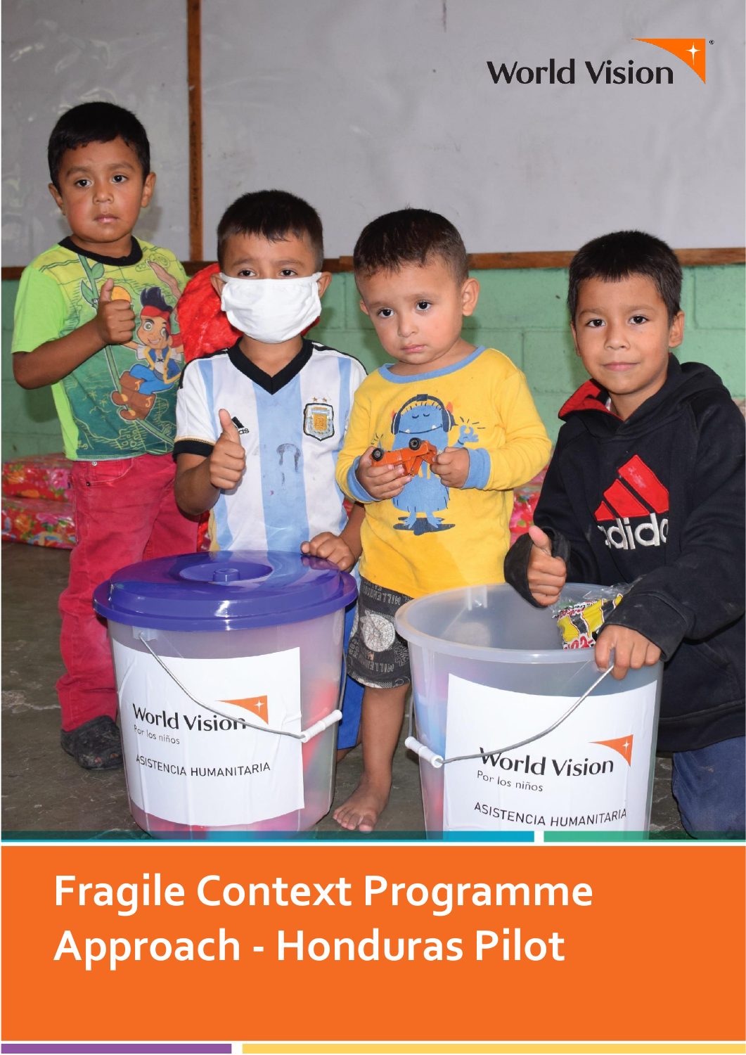World Vision

# Fragile Context Programme Approach - Honduras Pilot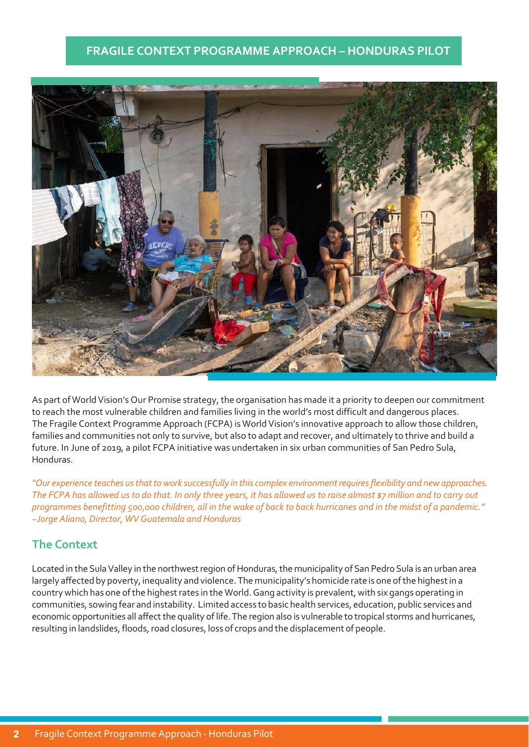# FRAGILE CONTEXT PROGRAMME APPROACH – HONDURAS PILOT

As part of World Vision's Our Promise strategy, the organisation has made it a priority to deepen our commitment to reach the most vulnerable children and families living in the world's most difficult and dangerous places. The Fragile Context Programme Approach (FCPA) is World Vision's innovative approach to allow those children, families and communities not only to survive, but also to adapt and recover, and ultimately to thrive and build a future. In June of 2019, a pilot FCPA initiative was undertaken in six urban communities of San Pedro Sula, Honduras.

*"Our experience teaches us that to work successfully in this complex environment requires flexibility and new approaches. The FCPA has allowed us to do that. In only three years, it has allowed us to raise almost $7 million and to carry out programmes benefitting 500,000 children, all in the wake of back to back hurricanes and in the midst of a pandemic." ~Jorge Aliano, Director, WV Guatemala and Honduras*

## The Context

Located in the Sula Valley in the northwest region of Honduras, the municipality of San Pedro Sula is an urban area largely affected by poverty, inequality and violence. The municipality's homicide rate is one of the highest in a country which has one of the highest rates in the World. Gang activity is prevalent, with six gangs operating in communities, sowing fear and instability. Limited access to basic health services, education, public services and economic opportunities all affect the quality of life. The region also is vulnerable to tropical storms and hurricanes, resulting in landslides, floods, road closures, loss of crops and the displacement of people.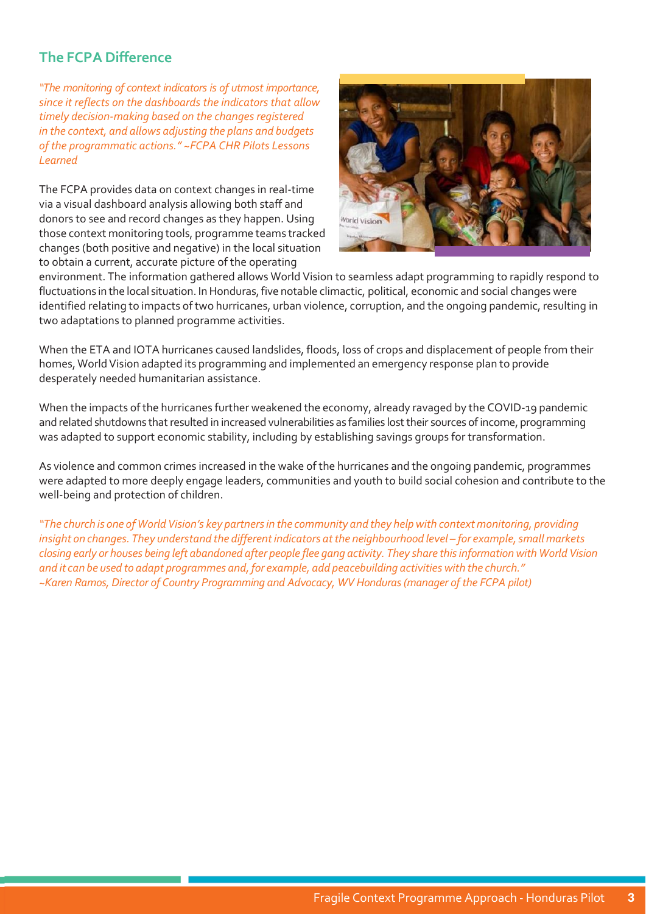## The FCPA Difference

*"The monitoring of context indicators is of utmost importance, since it reflects on the dashboards the indicators that allow timely decision-making based on the changes registered in the context, and allows adjusting the plans and budgets of the programmatic actions." ~FCPA CHR Pilots Lessons Learned*

The FCPA provides data on context changes in real-time via a visual dashboard analysis allowing both staff and donors to see and record changes as they happen. Using those context monitoring tools, programme teams tracked changes (both positive and negative) in the local situation to obtain a current, accurate picture of the operating environment. The information gathered allows World Vision to seamless adapt programming to rapidly respond to fluctuations in the local situation. In Honduras, five notable climactic, political, economic and social changes were identified relating to impacts of two hurricanes, urban violence, corruption, and the ongoing pandemic, resulting in two adaptations to planned programme activities.

When the ETA and IOTA hurricanes caused landslides, floods, loss of crops and displacement of people from their homes, World Vision adapted its programming and implemented an emergency response plan to provide desperately needed humanitarian assistance.

When the impacts of the hurricanes further weakened the economy, already ravaged by the COVID-19 pandemic and related shutdowns that resulted in increased vulnerabilities as families lost their sources of income, programming was adapted to support economic stability, including by establishing savings groups for transformation.

As violence and common crimes increased in the wake of the hurricanes and the ongoing pandemic, programmes were adapted to more deeply engage leaders, communities and youth to build social cohesion and contribute to the well-being and protection of children.

*"The church is one of World Vision's key partners in the community and they help with context monitoring, providing insight on changes. They understand the different indicators at the neighbourhood level – for example, small markets closing early or houses being left abandoned after people flee gang activity. They share this information with World Vision and it can be used to adapt programmes and, for example, add peacebuilding activities with the church." ~Karen Ramos, Director of Country Programming and Advocacy, WV Honduras (manager of the FCPA pilot)*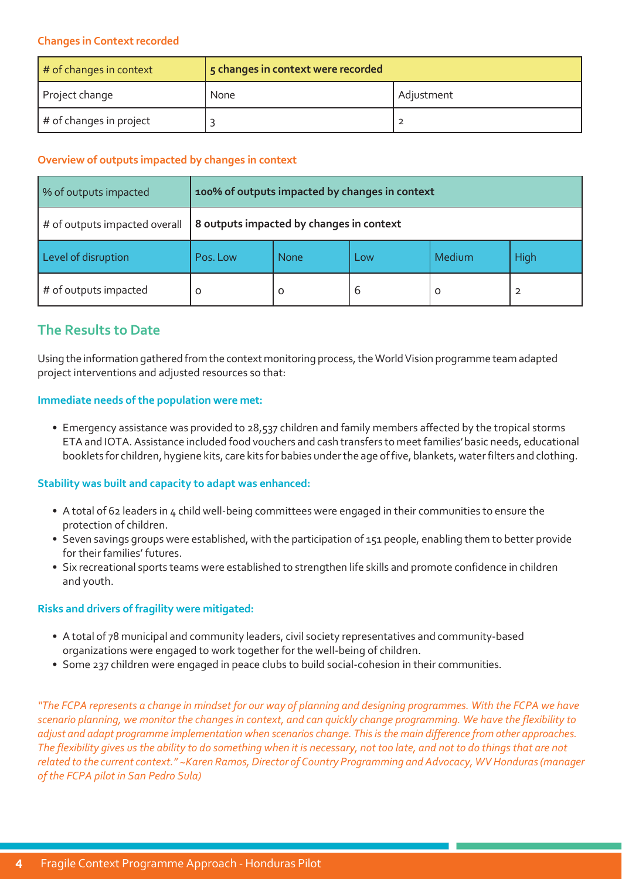#### Changes in Context recorded

| # of changes in context | 5 changes in context were recorded | |
|---|---|---|
| Project change | None | Adjustment |
| # of changes in project | 3 | 2 |

#### Overview of outputs impacted by changes in context

| % of outputs impacted | 100% of outputs impacted by changes in context | | | | |
|---|---|---|---|---|---|
| # of outputs impacted overall | 8 outputs impacted by changes in context | | | | |
| Level of disruption | Pos. Low | None | Low | Medium | High |
| # of outputs impacted | 0 | 0 | 6 | 0 | 2 |

## The Results to Date

Using the information gathered from the context monitoring process, the World Vision programme team adapted project interventions and adjusted resources so that:

#### Immediate needs of the population were met:

- Emergency assistance was provided to 28,537 children and family members affected by the tropical storms ETA and IOTA. Assistance included food vouchers and cash transfers to meet families' basic needs, educational booklets for children, hygiene kits, care kits for babies under the age of five, blankets, water filters and clothing.

#### Stability was built and capacity to adapt was enhanced:

- A total of 62 leaders in 4 child well-being committees were engaged in their communities to ensure the protection of children.
- Seven savings groups were established, with the participation of 151 people, enabling them to better provide for their families' futures.
- Six recreational sports teams were established to strengthen life skills and promote confidence in children and youth.

#### Risks and drivers of fragility were mitigated:

- A total of 78 municipal and community leaders, civil society representatives and community-based organizations were engaged to work together for the well-being of children.
- Some 237 children were engaged in peace clubs to build social-cohesion in their communities.

*"The FCPA represents a change in mindset for our way of planning and designing programmes. With the FCPA we have scenario planning, we monitor the changes in context, and can quickly change programming. We have the flexibility to adjust and adapt programme implementation when scenarios change. This is the main difference from other approaches. The flexibility gives us the ability to do something when it is necessary, not too late, and not to do things that are not related to the current context." ~Karen Ramos, Director of Country Programming and Advocacy, WV Honduras (manager of the FCPA pilot in San Pedro Sula)*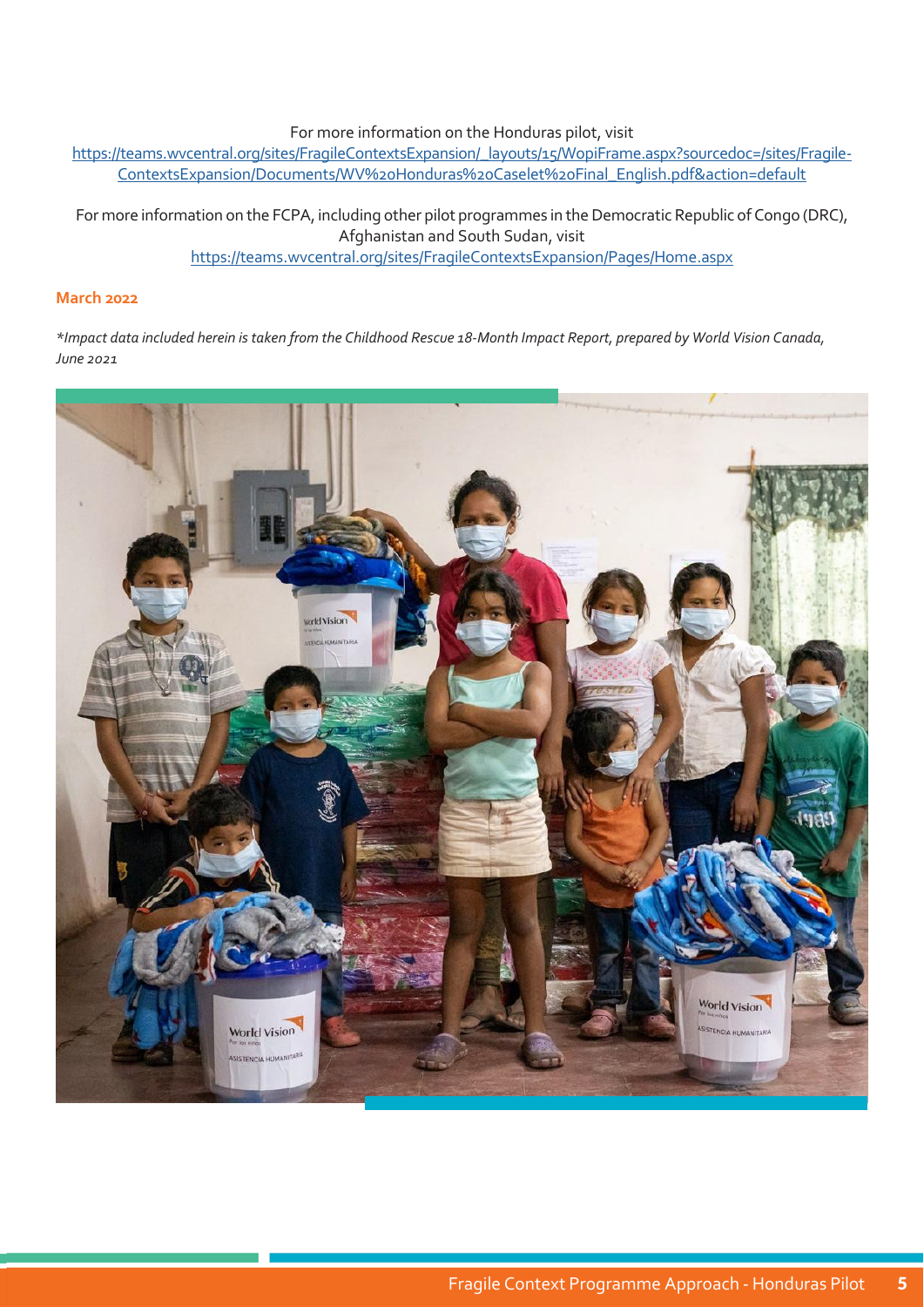For more information on the Honduras pilot, visit
https://teams.wvcentral.org/sites/FragileContextsExpansion/_layouts/15/WopiFrame.aspx?sourcedoc=/sites/Fragile-ContextsExpansion/Documents/WV%20Honduras%20Caselet%20Final_English.pdf&action=default

For more information on the FCPA, including other pilot programmes in the Democratic Republic of Congo (DRC), Afghanistan and South Sudan, visit
https://teams.wvcentral.org/sites/FragileContextsExpansion/Pages/Home.aspx

**March 2022**

*\*Impact data included herein is taken from the Childhood Rescue 18-Month Impact Report, prepared by World Vision Canada, June 2021*